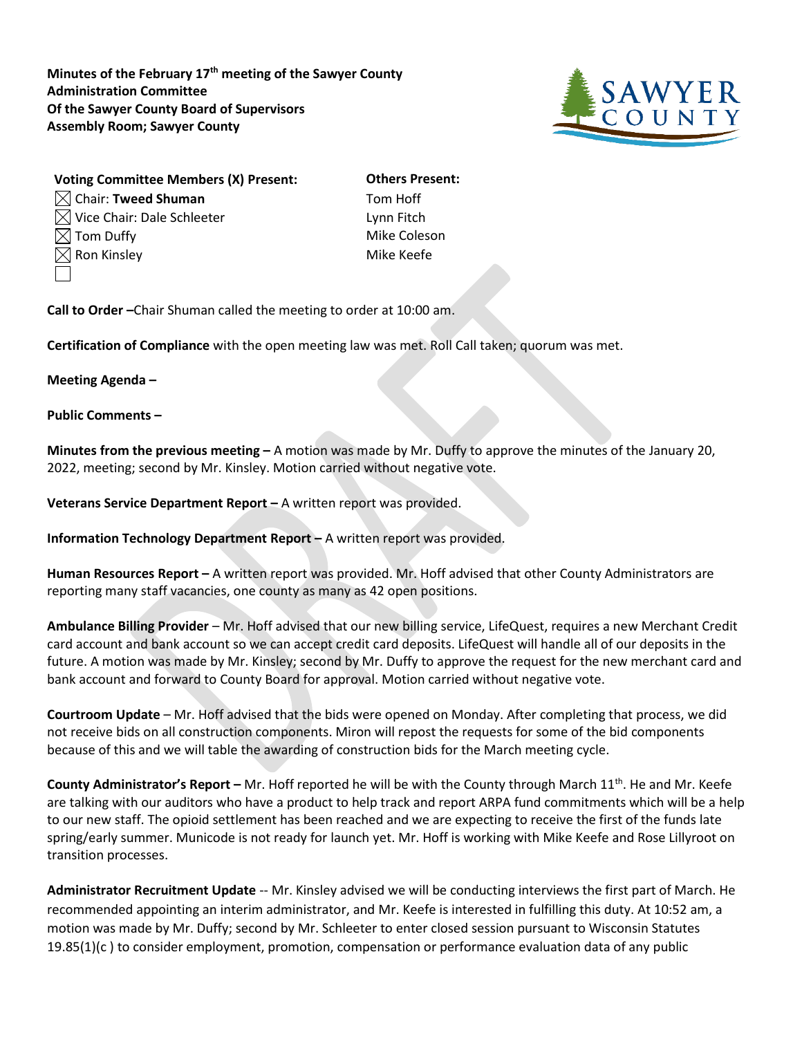**Minutes of the February 17th meeting of the Sawyer County Administration Committee Of the Sawyer County Board of Supervisors Assembly Room; Sawyer County**

**Voting Committee Members (X) Present:**

☒ Chair: **Tweed Shuman**
☒ Vice Chair: Dale Schleeter
☒ Tom Duffy
☒ Ron Kinsley
☐

**Others Present:**

Tom Hoff
Lynn Fitch
Mike Coleson
Mike Keefe

**Call to Order –**Chair Shuman called the meeting to order at 10:00 am.

**Certification of Compliance** with the open meeting law was met. Roll Call taken; quorum was met.

**Meeting Agenda –**

**Public Comments –**

**Minutes from the previous meeting –** A motion was made by Mr. Duffy to approve the minutes of the January 20, 2022, meeting; second by Mr. Kinsley. Motion carried without negative vote.

**Veterans Service Department Report –** A written report was provided.

**Information Technology Department Report –** A written report was provided.

**Human Resources Report –** A written report was provided. Mr. Hoff advised that other County Administrators are reporting many staff vacancies, one county as many as 42 open positions.

**Ambulance Billing Provider** – Mr. Hoff advised that our new billing service, LifeQuest, requires a new Merchant Credit card account and bank account so we can accept credit card deposits. LifeQuest will handle all of our deposits in the future. A motion was made by Mr. Kinsley; second by Mr. Duffy to approve the request for the new merchant card and bank account and forward to County Board for approval. Motion carried without negative vote.

**Courtroom Update** – Mr. Hoff advised that the bids were opened on Monday. After completing that process, we did not receive bids on all construction components. Miron will repost the requests for some of the bid components because of this and we will table the awarding of construction bids for the March meeting cycle.

**County Administrator's Report –** Mr. Hoff reported he will be with the County through March 11th. He and Mr. Keefe are talking with our auditors who have a product to help track and report ARPA fund commitments which will be a help to our new staff. The opioid settlement has been reached and we are expecting to receive the first of the funds late spring/early summer. Municode is not ready for launch yet. Mr. Hoff is working with Mike Keefe and Rose Lillyroot on transition processes.

**Administrator Recruitment Update** -- Mr. Kinsley advised we will be conducting interviews the first part of March. He recommended appointing an interim administrator, and Mr. Keefe is interested in fulfilling this duty. At 10:52 am, a motion was made by Mr. Duffy; second by Mr. Schleeter to enter closed session pursuant to Wisconsin Statutes 19.85(1)(c ) to consider employment, promotion, compensation or performance evaluation data of any public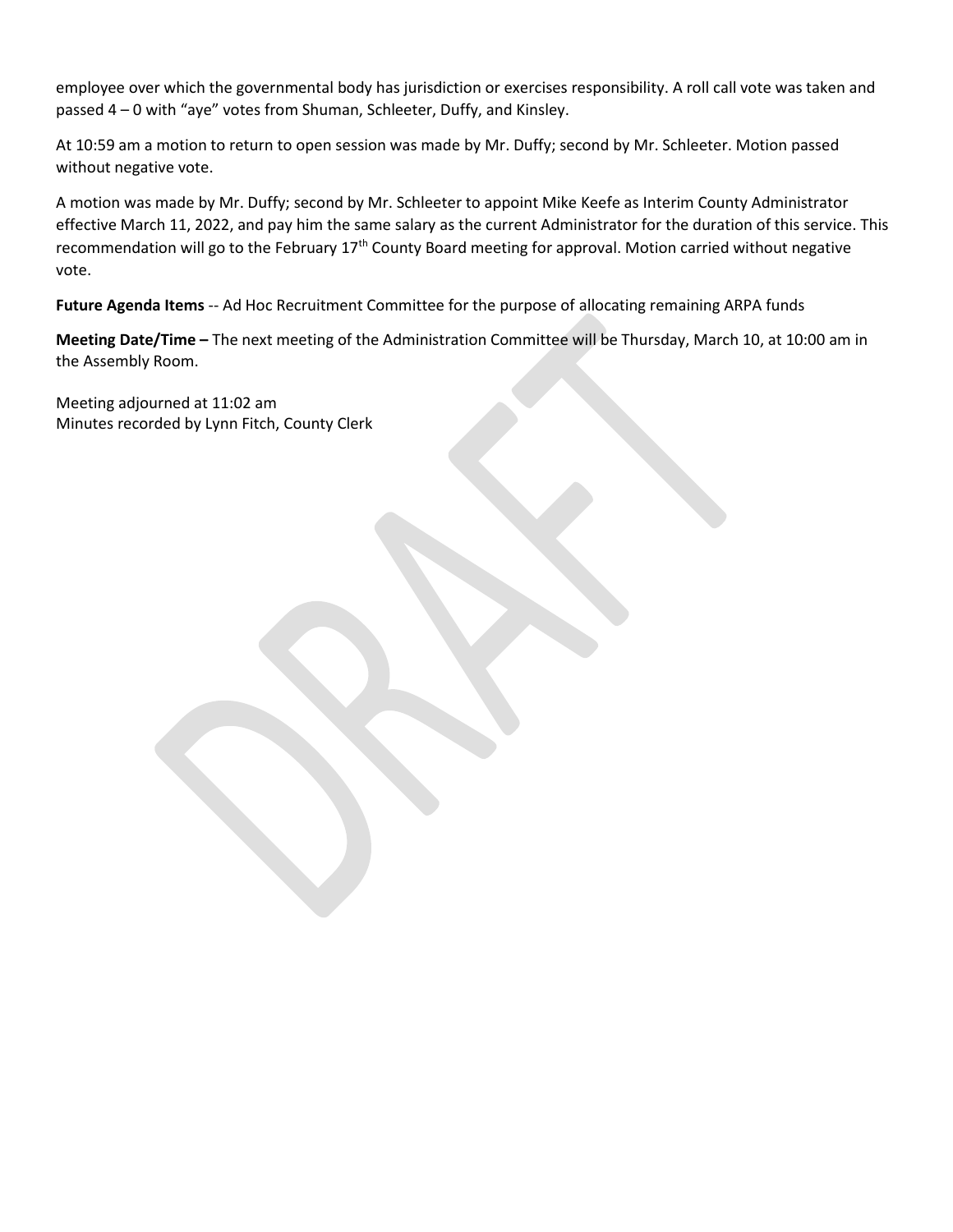employee over which the governmental body has jurisdiction or exercises responsibility. A roll call vote was taken and passed 4 – 0 with "aye" votes from Shuman, Schleeter, Duffy, and Kinsley.

At 10:59 am a motion to return to open session was made by Mr. Duffy; second by Mr. Schleeter. Motion passed without negative vote.

A motion was made by Mr. Duffy; second by Mr. Schleeter to appoint Mike Keefe as Interim County Administrator effective March 11, 2022, and pay him the same salary as the current Administrator for the duration of this service. This recommendation will go to the February 17th County Board meeting for approval. Motion carried without negative vote.

**Future Agenda Items** -- Ad Hoc Recruitment Committee for the purpose of allocating remaining ARPA funds

**Meeting Date/Time –** The next meeting of the Administration Committee will be Thursday, March 10, at 10:00 am in the Assembly Room.

Meeting adjourned at 11:02 am
Minutes recorded by Lynn Fitch, County Clerk